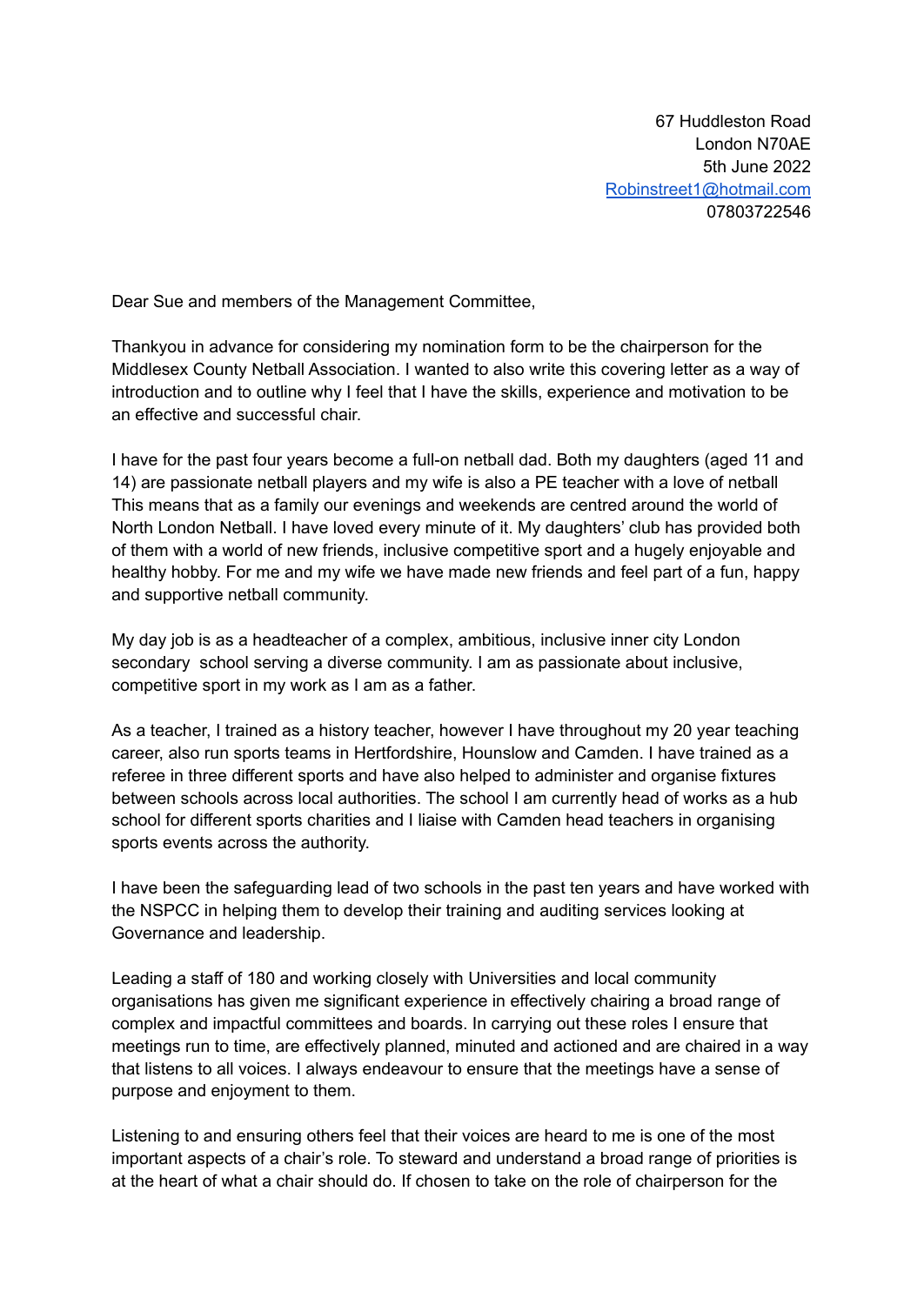67 Huddleston Road
London N70AE
5th June 2022
Robinstreet1@hotmail.com
07803722546

Dear Sue and members of the Management Committee,

Thankyou in advance for considering my nomination form to be the chairperson for the Middlesex County Netball Association. I wanted to also write this covering letter as a way of introduction and to outline why I feel that I have the skills, experience and motivation to be an effective and successful chair.

I have for the past four years become a full-on netball dad. Both my daughters (aged 11 and 14) are passionate netball players and my wife is also a PE teacher with a love of netball This means that as a family our evenings and weekends are centred around the world of North London Netball. I have loved every minute of it. My daughters' club has provided both of them with a world of new friends, inclusive competitive sport and a hugely enjoyable and healthy hobby. For me and my wife we have made new friends and feel part of a fun, happy and supportive netball community.

My day job is as a headteacher of a complex, ambitious, inclusive inner city London secondary school serving a diverse community. I am as passionate about inclusive, competitive sport in my work as I am as a father.

As a teacher, I trained as a history teacher, however I have throughout my 20 year teaching career, also run sports teams in Hertfordshire, Hounslow and Camden. I have trained as a referee in three different sports and have also helped to administer and organise fixtures between schools across local authorities. The school I am currently head of works as a hub school for different sports charities and I liaise with Camden head teachers in organising sports events across the authority.

I have been the safeguarding lead of two schools in the past ten years and have worked with the NSPCC in helping them to develop their training and auditing services looking at Governance and leadership.

Leading a staff of 180 and working closely with Universities and local community organisations has given me significant experience in effectively chairing a broad range of complex and impactful committees and boards. In carrying out these roles I ensure that meetings run to time, are effectively planned, minuted and actioned and are chaired in a way that listens to all voices. I always endeavour to ensure that the meetings have a sense of purpose and enjoyment to them.

Listening to and ensuring others feel that their voices are heard to me is one of the most important aspects of a chair's role. To steward and understand a broad range of priorities is at the heart of what a chair should do. If chosen to take on the role of chairperson for the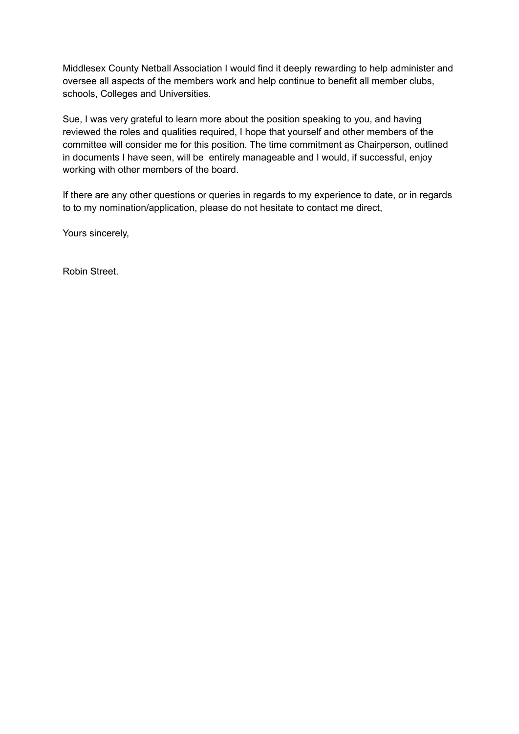Middlesex County Netball Association I would find it deeply rewarding to help administer and oversee all aspects of the members work and help continue to benefit all member clubs, schools, Colleges and Universities.

Sue, I was very grateful to learn more about the position speaking to you, and having reviewed the roles and qualities required, I hope that yourself and other members of the committee will consider me for this position. The time commitment as Chairperson, outlined in documents I have seen, will be entirely manageable and I would, if successful, enjoy working with other members of the board.

If there are any other questions or queries in regards to my experience to date, or in regards to to my nomination/application, please do not hesitate to contact me direct,

Yours sincerely,

Robin Street.